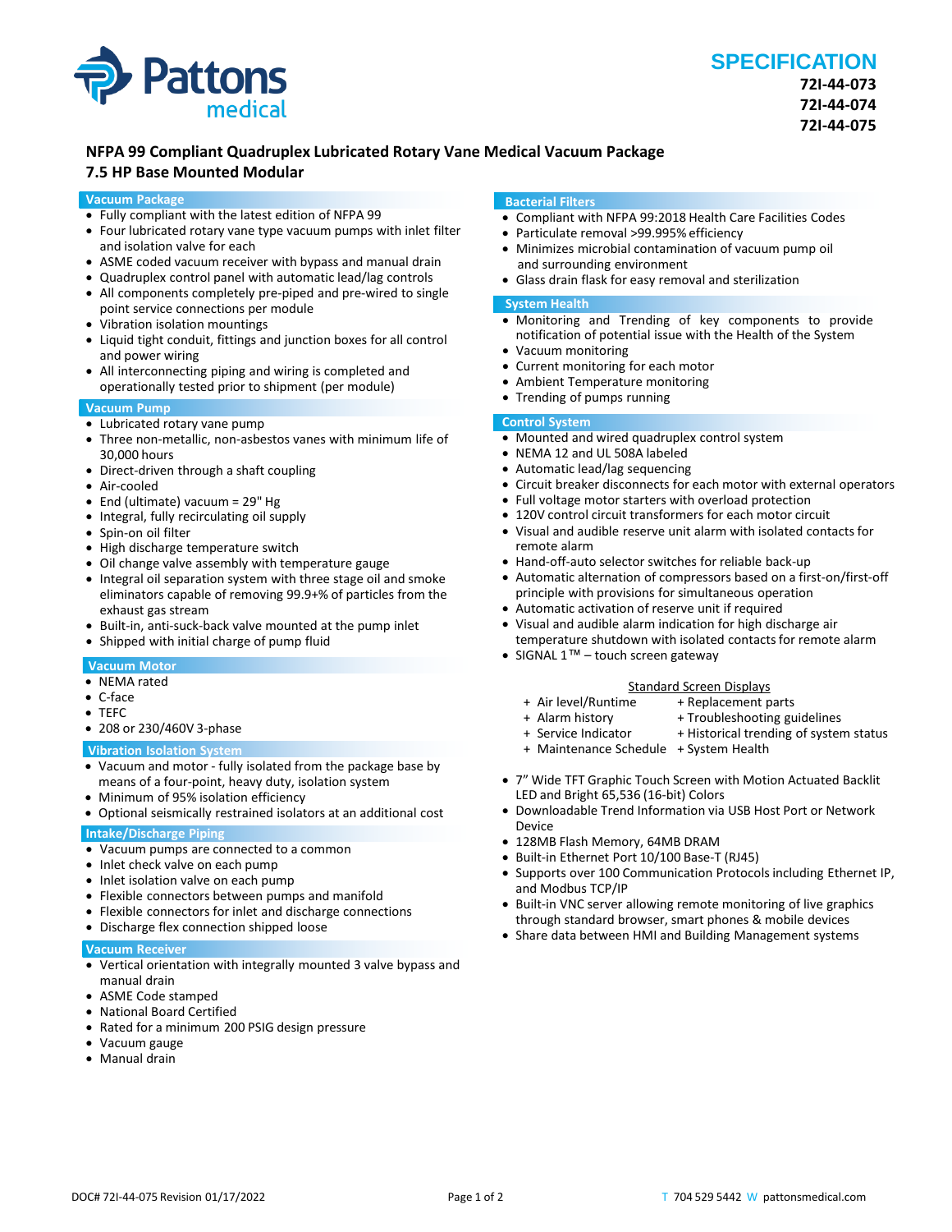Pattons medical

# SPECIFICATION

**72I-44-073**
**72I-44-074**
**72I-44-075**

## NFPA 99 Compliant Quadruplex Lubricated Rotary Vane Medical Vacuum Package
## 7.5 HP Base Mounted Modular

### Vacuum Package

- Fully compliant with the latest edition of NFPA 99
- Four lubricated rotary vane type vacuum pumps with inlet filter and isolation valve for each
- ASME coded vacuum receiver with bypass and manual drain
- Quadruplex control panel with automatic lead/lag controls
- All components completely pre-piped and pre-wired to single point service connections per module
- Vibration isolation mountings
- Liquid tight conduit, fittings and junction boxes for all control and power wiring
- All interconnecting piping and wiring is completed and operationally tested prior to shipment (per module)

### Vacuum Pump

- Lubricated rotary vane pump
- Three non-metallic, non-asbestos vanes with minimum life of 30,000 hours
- Direct-driven through a shaft coupling
- Air-cooled
- End (ultimate) vacuum = 29" Hg
- Integral, fully recirculating oil supply
- Spin-on oil filter
- High discharge temperature switch
- Oil change valve assembly with temperature gauge
- Integral oil separation system with three stage oil and smoke eliminators capable of removing 99.9+% of particles from the exhaust gas stream
- Built-in, anti-suck-back valve mounted at the pump inlet
- Shipped with initial charge of pump fluid

### Vacuum Motor

- NEMA rated
- C-face
- TEFC
- 208 or 230/460V 3-phase

### Vibration Isolation System

- Vacuum and motor - fully isolated from the package base by means of a four-point, heavy duty, isolation system
- Minimum of 95% isolation efficiency
- Optional seismically restrained isolators at an additional cost

### Intake/Discharge Piping

- Vacuum pumps are connected to a common
- Inlet check valve on each pump
- Inlet isolation valve on each pump
- Flexible connectors between pumps and manifold
- Flexible connectors for inlet and discharge connections
- Discharge flex connection shipped loose

### Vacuum Receiver

- Vertical orientation with integrally mounted 3 valve bypass and manual drain
- ASME Code stamped
- National Board Certified
- Rated for a minimum 200 PSIG design pressure
- Vacuum gauge
- Manual drain

### Bacterial Filters

- Compliant with NFPA 99:2018 Health Care Facilities Codes
- Particulate removal >99.995% efficiency
- Minimizes microbial contamination of vacuum pump oil and surrounding environment
- Glass drain flask for easy removal and sterilization

### System Health

- Monitoring and Trending of key components to provide notification of potential issue with the Health of the System
- Vacuum monitoring
- Current monitoring for each motor
- Ambient Temperature monitoring
- Trending of pumps running

### Control System

- Mounted and wired quadruplex control system
- NEMA 12 and UL 508A labeled
- Automatic lead/lag sequencing
- Circuit breaker disconnects for each motor with external operators
- Full voltage motor starters with overload protection
- 120V control circuit transformers for each motor circuit
- Visual and audible reserve unit alarm with isolated contacts for remote alarm
- Hand-off-auto selector switches for reliable back-up
- Automatic alternation of compressors based on a first-on/first-off principle with provisions for simultaneous operation
- Automatic activation of reserve unit if required
- Visual and audible alarm indication for high discharge air temperature shutdown with isolated contacts for remote alarm
- SIGNAL 1™ – touch screen gateway

<u>Standard Screen Displays</u>

| | |
|---|---|
| + Air level/Runtime | + Replacement parts |
| + Alarm history | + Troubleshooting guidelines |
| + Service Indicator | + Historical trending of system status |
| + Maintenance Schedule | + System Health |

- 7" Wide TFT Graphic Touch Screen with Motion Actuated Backlit LED and Bright 65,536 (16-bit) Colors
- Downloadable Trend Information via USB Host Port or Network Device
- 128MB Flash Memory, 64MB DRAM
- Built-in Ethernet Port 10/100 Base-T (RJ45)
- Supports over 100 Communication Protocols including Ethernet IP, and Modbus TCP/IP
- Built-in VNC server allowing remote monitoring of live graphics through standard browser, smart phones & mobile devices
- Share data between HMI and Building Management systems

DOC# 72I-44-075 Revision 01/17/2022

T 704 529 5442 W pattonsmedical.com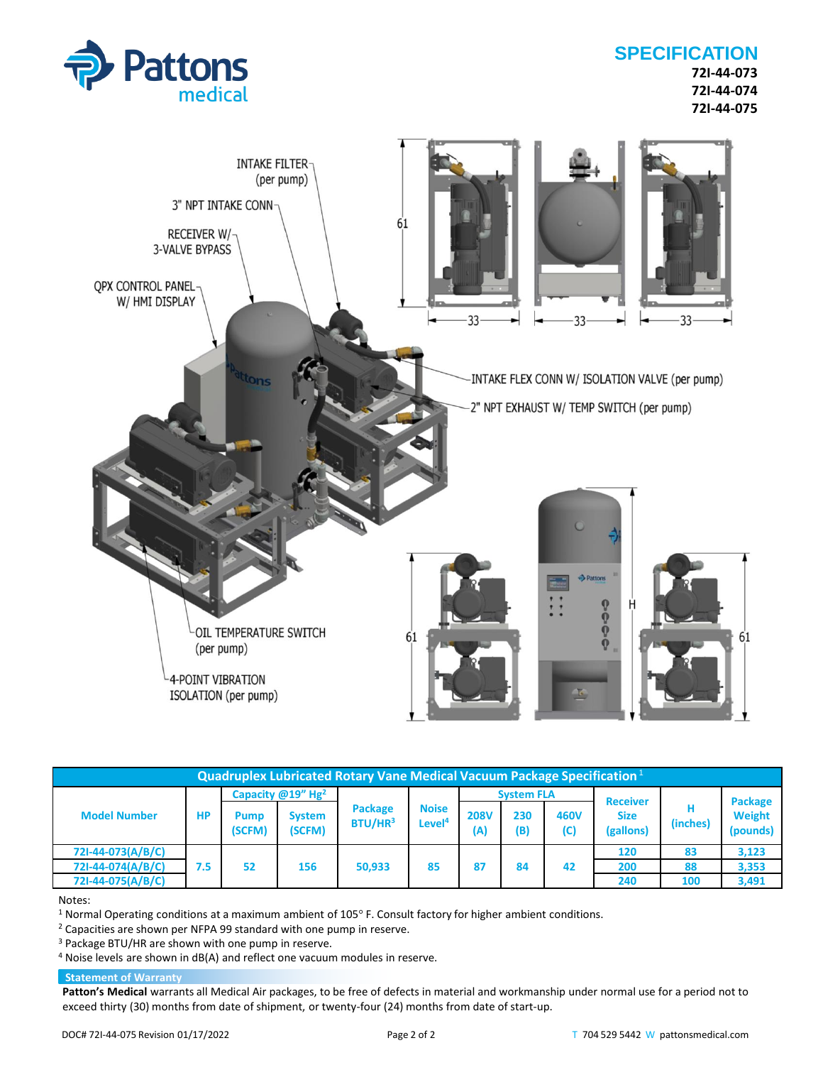**SPECIFICATION**
**72I-44-073**
**72I-44-074**
**72I-44-075**

INTAKE FILTER (per pump)
3" NPT INTAKE CONN
RECEIVER W/ 3-VALVE BYPASS
QPX CONTROL PANEL W/ HMI DISPLAY
INTAKE FLEX CONN W/ ISOLATION VALVE (per pump)
2" NPT EXHAUST W/ TEMP SWITCH (per pump)
OIL TEMPERATURE SWITCH (per pump)
4-POINT VIBRATION ISOLATION (per pump)
61
33
33
33
61
H
61

| Quadruplex Lubricated Rotary Vane Medical Vacuum Package Specification [1] | | | | | | | | | | | | |
|---|---|---|---|---|---|---|---|---|---|---|---|---|
| Model Number | HP | Capacity @19" Hg[2] | | Package BTU/HR[3] | Noise Level[4] | System FLA | | | Receiver Size (gallons) | H (inches) | Package Weight (pounds) |
| | | Pump (SCFM) | System (SCFM) | | | 208V (A) | 230 (B) | 460V (C) | | | |
| 72I-44-073(A/B/C) | 7.5 | 52 | 156 | 50,933 | 85 | 87 | 84 | 42 | 120 | 83 | 3,123 |
| 72I-44-074(A/B/C) | | | | | | | | | 200 | 88 | 3,353 |
| 72I-44-075(A/B/C) | | | | | | | | | 240 | 100 | 3,491 |

Notes:
[1] Normal Operating conditions at a maximum ambient of 105° F. Consult factory for higher ambient conditions.
[2] Capacities are shown per NFPA 99 standard with one pump in reserve.
[3] Package BTU/HR are shown with one pump in reserve.
[4] Noise levels are shown in dB(A) and reflect one vacuum modules in reserve.

**Statement of Warranty**

**Patton's Medical** warrants all Medical Air packages, to be free of defects in material and workmanship under normal use for a period not to exceed thirty (30) months from date of shipment, or twenty-four (24) months from date of start-up.

DOC# 72I-44-075 Revision 01/17/2022

T 704 529 5442 W pattonsmedical.com